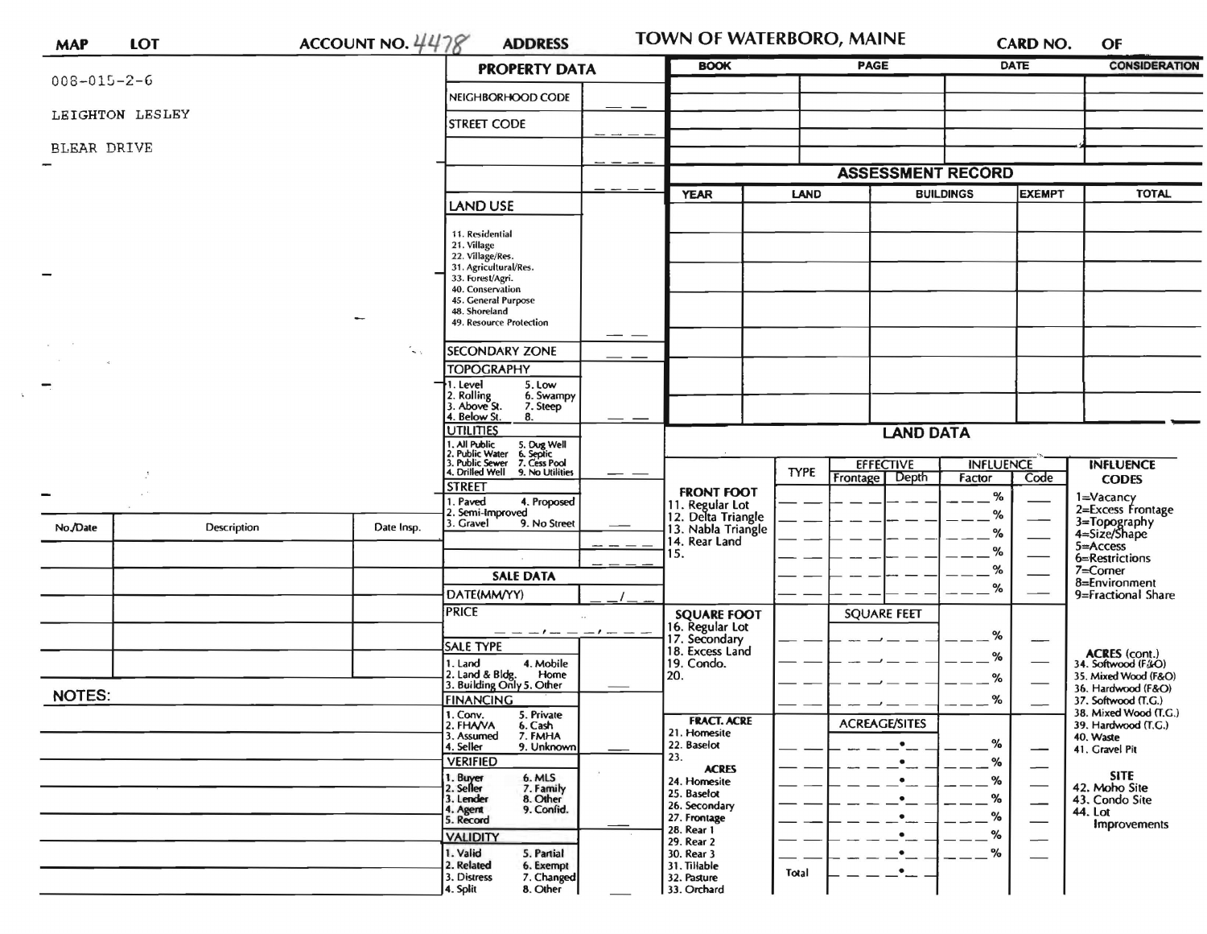MAP LOT ACCOUNT NO. 4478 ADDRESS

# TOWN OF WATERBORO, MAINE

CARD NO. OF

008-015-2-6

LEIGHTON LESLEY

BLEAR DRIVE

## PROPERTY DATA

| | |
|---|---|
| NEIGHBORHOOD CODE | |
| STREET CODE | |
| | |
| | |

**LAND USE**

11. Residential
21. Village
22. Village/Res.
31. Agricultural/Res.
33. Forest/Agri.
40. Conservation
45. General Purpose
48. Shoreland
49. Resource Protection

**SECONDARY ZONE**

**TOPOGRAPHY**

1. Level 5. Low
2. Rolling 6. Swampy
3. Above St. 7. Steep
4. Below St. 8.

**UTILITIES**

1. All Public 5. Dug Well
2. Public Water 6. Septic
3. Public Sewer 7. Cess Pool
4. Drilled Well 9. No Utilities

**STREET**

1. Paved 4. Proposed
2. Semi-Improved
3. Gravel 9. No Street

## SALE DATA

DATE(MM/YY) __/__

PRICE __ __ __, __ __ __, __ __ __

**SALE TYPE**

1. Land 4. Mobile Home
2. Land & Bldg.
3. Building Only 5. Other

**FINANCING**

1. Conv. 5. Private
2. FHA/VA 6. Cash
3. Assumed 7. FMHA
4. Seller 9. Unknown

**VERIFIED**

1. Buyer 6. MLS
2. Seller 7. Family
3. Lender 8. Other
4. Agent 9. Confid.
5. Record

**VALIDITY**

1. Valid 5. Partial
2. Related 6. Exempt
3. Distress 7. Changed
4. Split 8. Other

| BOOK | PAGE | DATE | CONSIDERATION |
|---|---|---|---|
| | | | |
| | | | |
| | | | |
| | | | |

## ASSESSMENT RECORD

| YEAR | LAND | BUILDINGS | EXEMPT | TOTAL |
|---|---|---|---|---|
| | | | | |
| | | | | |
| | | | | |
| | | | | |
| | | | | |
| | | | | |
| | | | | |

| No./Date | Description | Date Insp. |
|---|---|---|
| | | |
| | | |
| | | |
| | | |
| | | |
| | | |

NOTES:

## LAND DATA

| | TYPE | EFFECTIVE Frontage | EFFECTIVE Depth | INFLUENCE Factor | INFLUENCE Code |
|---|---|---|---|---|---|
| **FRONT FOOT** | | | | % | |
| 11. Regular Lot | | | | % | |
| 12. Delta Triangle | | | | % | |
| 13. Nabla Triangle | | | | % | |
| 14. Rear Land | | | | % | |
| 15. | | | | % | |

| | TYPE | SQUARE FEET | INFLUENCE Factor | INFLUENCE Code |
|---|---|---|---|---|
| **SQUARE FOOT** | | | | |
| 16. Regular Lot | | | % | |
| 17. Secondary | | | % | |
| 18. Excess Land | | | % | |
| 19. Condo. | | | % | |
| 20. | | | | |

| | TYPE | ACREAGE/SITES | INFLUENCE Factor | INFLUENCE Code |
|---|---|---|---|---|
| **FRACT. ACRE** | | | | |
| 21. Homesite | | • | % | |
| 22. Baselot | | • | % | |
| 23. | | • | % | |
| **ACRES** | | | | |
| 24. Homesite | | • | % | |
| 25. Baselot | | • | % | |
| 26. Secondary | | • | % | |
| 27. Frontage | | • | % | |
| 28. Rear 1 | | | | |
| 29. Rear 2 | | | | |
| 30. Rear 3 | | | | |
| 31. Tillable | Total | • | | |
| 32. Pasture | | | | |
| 33. Orchard | | | | |

**INFLUENCE CODES**

1=Vacancy
2=Excess Frontage
3=Topography
4=Size/Shape
5=Access
6=Restrictions
7=Corner
8=Environment
9=Fractional Share

**ACRES (cont.)**

34. Softwood (F&O)
35. Mixed Wood (F&O)
36. Hardwood (F&O)
37. Softwood (T.G.)
38. Mixed Wood (T.G.)
39. Hardwood (T.G.)
40. Waste
41. Gravel Pit

**SITE**

42. Moho Site
43. Condo Site
44. Lot Improvements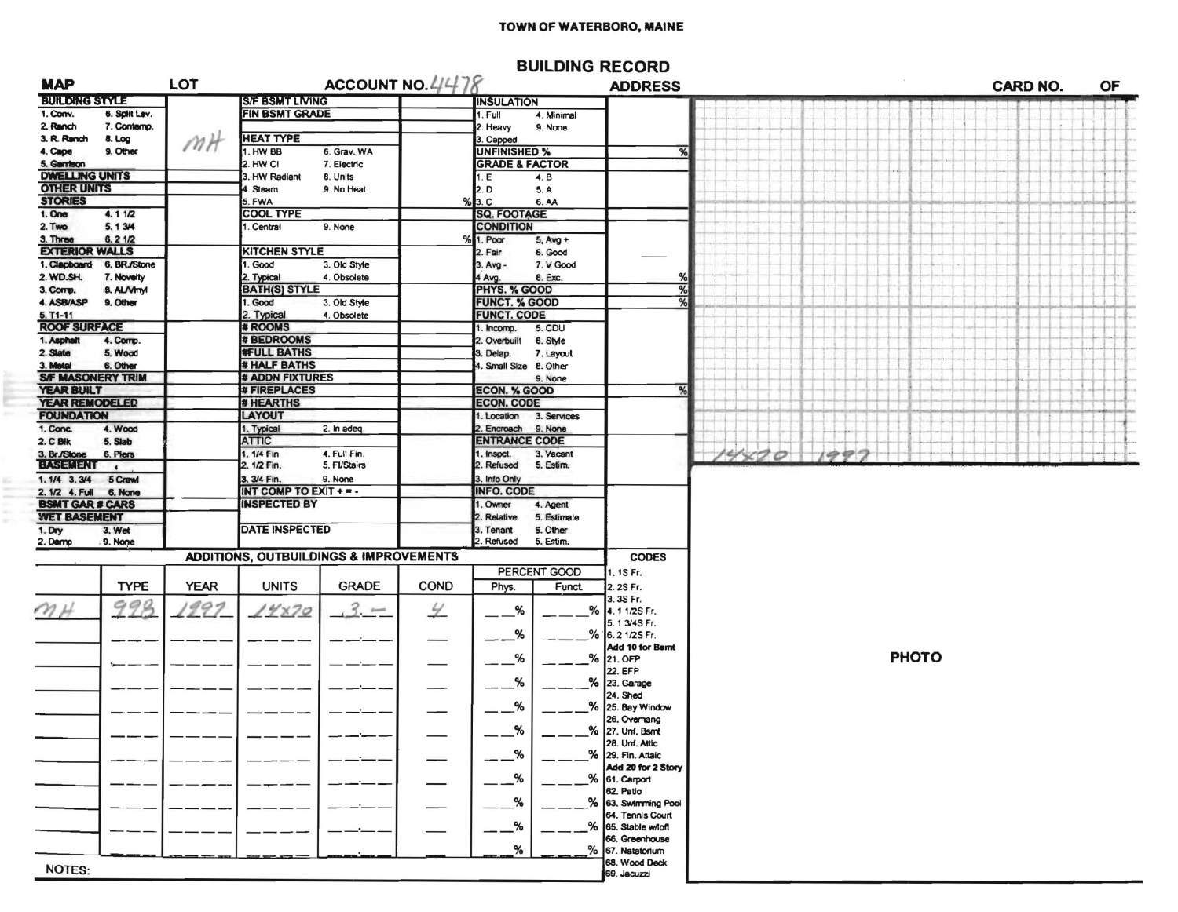TOWN OF WATERBORO, MAINE

# BUILDING RECORD

MAP | LOT | ACCOUNT NO. 4478 | ADDRESS | CARD NO. | OF

| | | | | | |
|---|---|---|---|---|---|
| **BUILDING STYLE** 1. Conv. 6. Split Lev. 2. Ranch 7. Contemp. 3. R. Ranch 8. Log 4. Cape 9. Other 5. Garrison | MH | **S/F BSMT LIVING** | | **INSULATION** 1. Full 4. Minimal 2. Heavy 9. None 3. Capped | |
| **DWELLING UNITS** | | **FIN BSMT GRADE** | | **UNFINISHED %** | % |
| **OTHER UNITS** | | **HEAT TYPE** 1. HW BB 6. Grav. WA 2. HW CI 7. Electric 3. HW Radiant 8. Units 4. Steam 9. No Heat 5. FWA | % | **GRADE & FACTOR** 1. E 4. B 2. D 5. A 3. C 6. AA | |
| **STORIES** 1. One 4. 1 1/2 2. Two 5. 1 3/4 3. Three 6. 2 1/2 | | **COOL TYPE** 1. Central 9. None | % | **SQ. FOOTAGE** | |
| **EXTERIOR WALLS** 1. Clapboard 6. BR./Stone 2. WD.SH. 7. Novelty 3. Comp. 8. AL/Vinyl 4. ASB/ASP 9. Other 5. T1-11 | | **KITCHEN STYLE** 1. Good 3. Old Style 2. Typical 4. Obsolete | | **CONDITION** 1. Poor 5. Avg + 2. Fair 6. Good 3. Avg - 7. V Good 4 Avg. 8. Exc. | — % |
| | | **BATH(S) STYLE** 1. Good 3. Old Style 2. Typical 4. Obsolete | | **PHYS. % GOOD** | % |
| | | | | **FUNCT. % GOOD** | % |
| **ROOF SURFACE** 1. Asphalt 4. Comp. 2. Slate 5. Wood 3. Metal 6. Other | | **# ROOMS** | | **FUNCT. CODE** 1. Incomp. 5. CDU 2. Overbuilt 6. Style 3. Delap. 7. Layout 4. Small Size 8. Other 9. None | |
| | | **# BEDROOMS** | | | |
| | | **#FULL BATHS** | | | |
| | | **# HALF BATHS** | | | |
| **S/F MASONERY TRIM** | | **# ADDN FIXTURES** | | | |
| **YEAR BUILT** | | **# FIREPLACES** | | **ECON. % GOOD** | % |
| **YEAR REMODELED** | | **# HEARTHS** | | **ECON. CODE** 1. Location 3. Services 2. Encroach 9. None | |
| **FOUNDATION** 1. Conc. 4. Wood 2. C Blk 5. Slab 3. Br./Stone 6. Piers | | **LAYOUT** 1. Typical 2. In adeq. | | | |
| | | **ATTIC** 1. 1/4 Fin 4. Full Fin. 2. 1/2 Fin. 5. Fl/Stairs 3. 3/4 Fin. 9. None | | **ENTRANCE CODE** 1. Inspct. 3. Vacant 2. Refused 5. Estim. 3. Info Only | |
| **BASEMENT** 1. 1/4 3. 3/4 5 Crawl 2. 1/2 4. Full 6. None | | | | | |
| **BSMT GAR # CARS** | | **INT COMP TO EXIT + = -** | | **INFO. CODE** 1. Owner 4. Agent 2. Relative 5. Estimate 3. Tenant 6. Other 2. Refused 5. Estim. | |
| **WET BASEMENT** 1. Dry 3. Wet 2. Damp 9. None | | **INSPECTED BY** | | | |
| | | **DATE INSPECTED** | | | |

14x20 1997

## ADDITIONS, OUTBUILDINGS & IMPROVEMENTS

| | TYPE | YEAR | UNITS | GRADE | COND | PERCENT GOOD Phys. | Funct. |
|---|---|---|---|---|---|---|---|
| MH | 998 | 1997 | 14x20 | 3 - | 4 | % | % |
| | | | | | | % | % |
| | | | | | | % | % |
| | | | | | | % | % |
| | | | | | | % | % |
| | | | | | | % | % |
| | | | | | | % | % |
| | | | | | | % | % |
| | | | | | | % | % |
| | | | | | | % | % |
| | | | | | | % | % |

NOTES:

**CODES**
1. 1S Fr.
2. 2S Fr.
3. 3S Fr.
4. 1 1/2S Fr.
5. 1 3/4S Fr.
6. 2 1/2S Fr.
Add 10 for Bsmt
21. OFP
22. EFP
23. Garage
24. Shed
25. Bay Window
26. Overhang
27. Unf. Bsmt
28. Unf. Attic
29. Fin. Attaic
Add 20 for 2 Story
61. Carport
62. Patio
63. Swimming Pool
64. Tennis Court
65. Stable w/loft
66. Greenhouse
67. Natatorium
68. Wood Deck
69. Jacuzzi

PHOTO